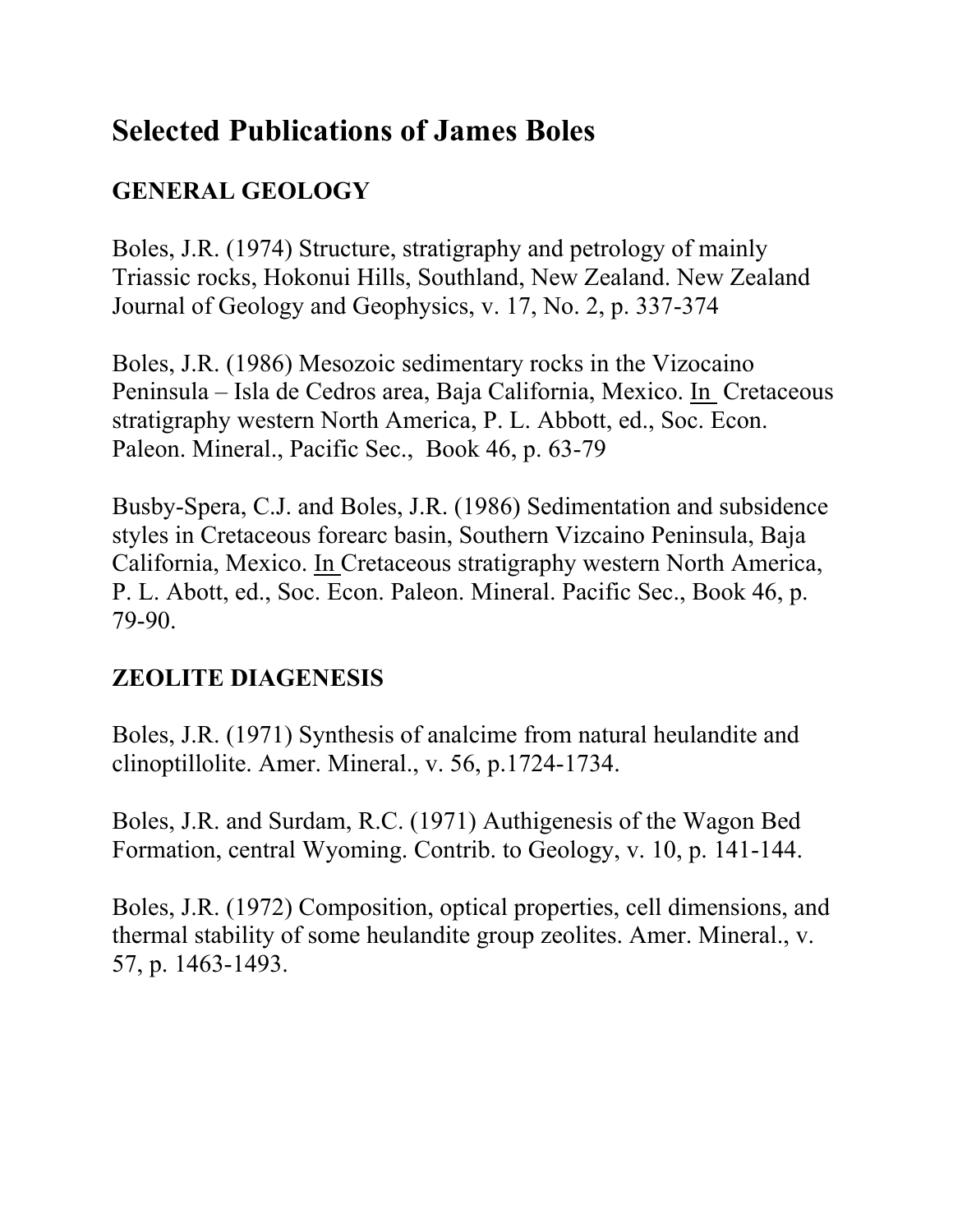# Selected Publications of James Boles

## GENERAL GEOLOGY

Boles, J.R. (1974) Structure, stratigraphy and petrology of mainly Triassic rocks, Hokonui Hills, Southland, New Zealand. New Zealand Journal of Geology and Geophysics, v. 17, No. 2, p. 337-374

Boles, J.R. (1986) Mesozoic sedimentary rocks in the Vizocaino Peninsula – Isla de Cedros area, Baja California, Mexico. In Cretaceous stratigraphy western North America, P. L. Abbott, ed., Soc. Econ. Paleon. Mineral., Pacific Sec., Book 46, p. 63-79

Busby-Spera, C.J. and Boles, J.R. (1986) Sedimentation and subsidence styles in Cretaceous forearc basin, Southern Vizcaino Peninsula, Baja California, Mexico. In Cretaceous stratigraphy western North America, P. L. Abott, ed., Soc. Econ. Paleon. Mineral. Pacific Sec., Book 46, p. 79-90.

## ZEOLITE DIAGENESIS

Boles, J.R. (1971) Synthesis of analcime from natural heulandite and clinoptillolite. Amer. Mineral., v. 56, p.1724-1734.

Boles, J.R. and Surdam, R.C. (1971) Authigenesis of the Wagon Bed Formation, central Wyoming. Contrib. to Geology, v. 10, p. 141-144.

Boles, J.R. (1972) Composition, optical properties, cell dimensions, and thermal stability of some heulandite group zeolites. Amer. Mineral., v. 57, p. 1463-1493.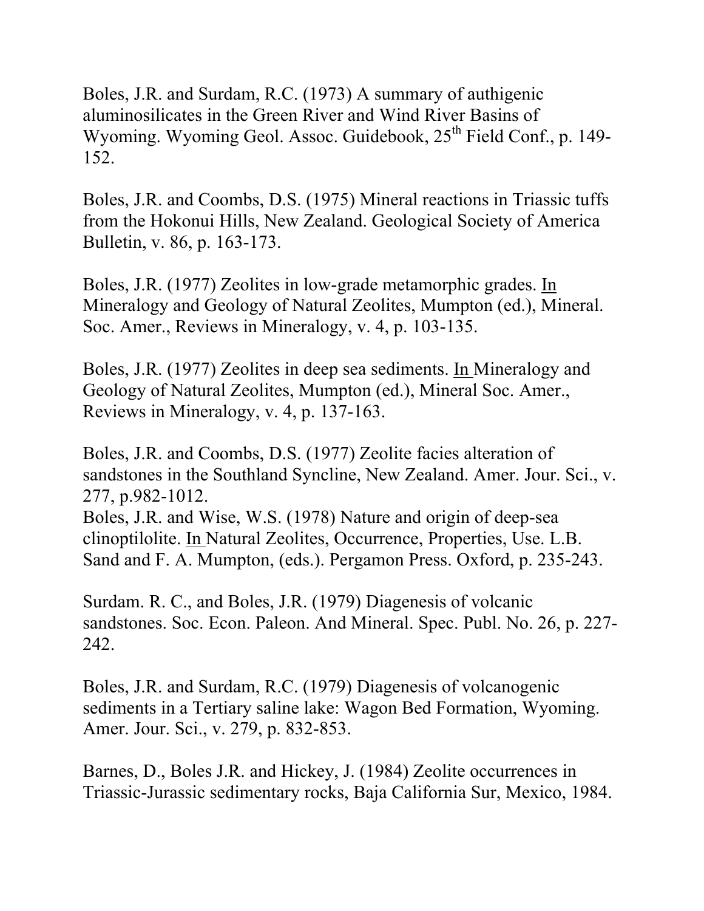Boles, J.R. and Surdam, R.C. (1973) A summary of authigenic aluminosilicates in the Green River and Wind River Basins of Wyoming. Wyoming Geol. Assoc. Guidebook, 25th Field Conf., p. 149-152.

Boles, J.R. and Coombs, D.S. (1975) Mineral reactions in Triassic tuffs from the Hokonui Hills, New Zealand. Geological Society of America Bulletin, v. 86, p. 163-173.

Boles, J.R. (1977) Zeolites in low-grade metamorphic grades. In Mineralogy and Geology of Natural Zeolites, Mumpton (ed.), Mineral. Soc. Amer., Reviews in Mineralogy, v. 4, p. 103-135.

Boles, J.R. (1977) Zeolites in deep sea sediments. In Mineralogy and Geology of Natural Zeolites, Mumpton (ed.), Mineral Soc. Amer., Reviews in Mineralogy, v. 4, p. 137-163.

Boles, J.R. and Coombs, D.S. (1977) Zeolite facies alteration of sandstones in the Southland Syncline, New Zealand. Amer. Jour. Sci., v. 277, p.982-1012.

Boles, J.R. and Wise, W.S. (1978) Nature and origin of deep-sea clinoptilolite. In Natural Zeolites, Occurrence, Properties, Use. L.B. Sand and F. A. Mumpton, (eds.). Pergamon Press. Oxford, p. 235-243.

Surdam. R. C., and Boles, J.R. (1979) Diagenesis of volcanic sandstones. Soc. Econ. Paleon. And Mineral. Spec. Publ. No. 26, p. 227-242.

Boles, J.R. and Surdam, R.C. (1979) Diagenesis of volcanogenic sediments in a Tertiary saline lake: Wagon Bed Formation, Wyoming. Amer. Jour. Sci., v. 279, p. 832-853.

Barnes, D., Boles J.R. and Hickey, J. (1984) Zeolite occurrences in Triassic-Jurassic sedimentary rocks, Baja California Sur, Mexico, 1984.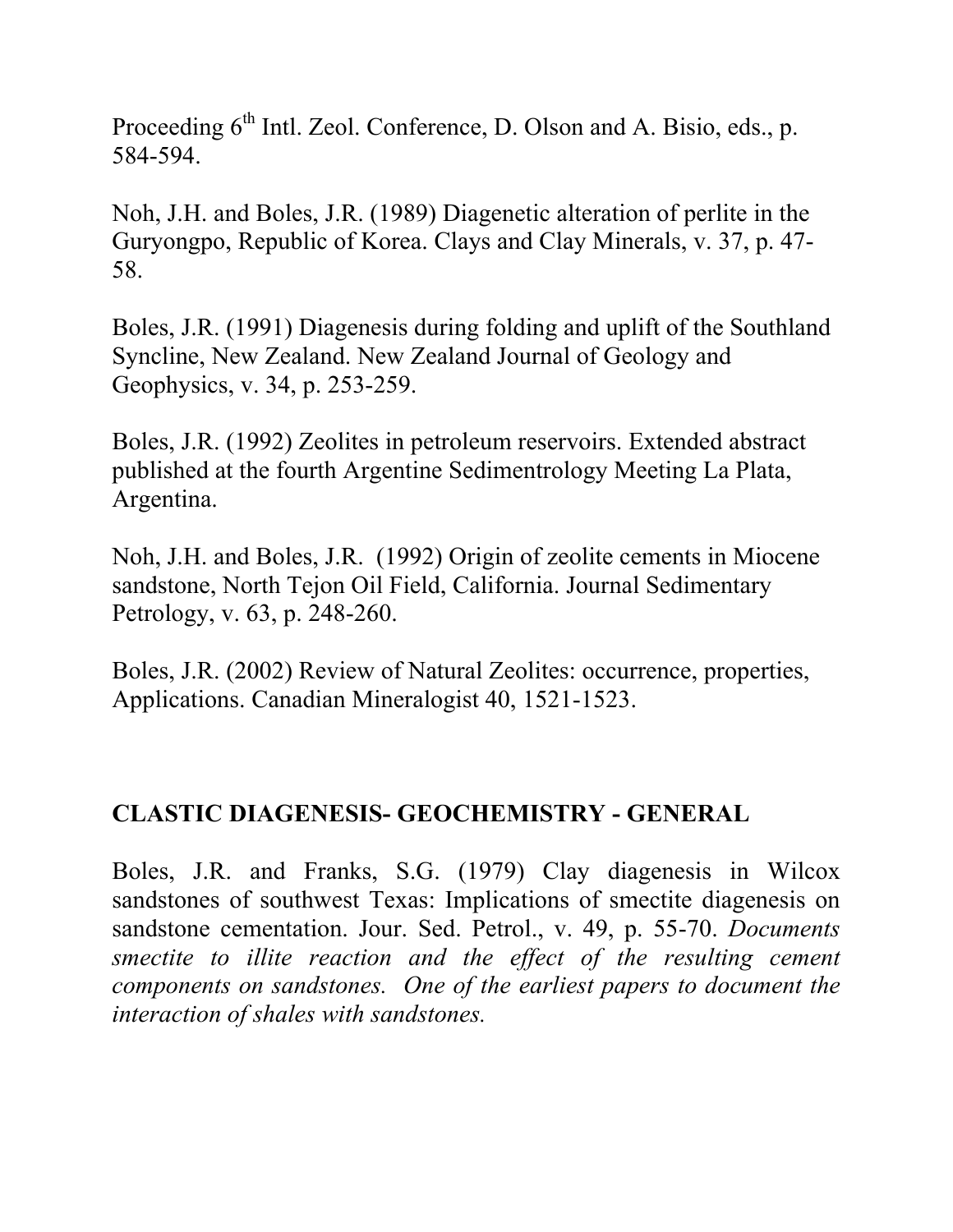Proceeding 6th Intl. Zeol. Conference, D. Olson and A. Bisio, eds., p. 584-594.

Noh, J.H. and Boles, J.R. (1989) Diagenetic alteration of perlite in the Guryongpo, Republic of Korea. Clays and Clay Minerals, v. 37, p. 47-58.

Boles, J.R. (1991) Diagenesis during folding and uplift of the Southland Syncline, New Zealand. New Zealand Journal of Geology and Geophysics, v. 34, p. 253-259.

Boles, J.R. (1992) Zeolites in petroleum reservoirs. Extended abstract published at the fourth Argentine Sedimentrology Meeting La Plata, Argentina.

Noh, J.H. and Boles, J.R. (1992) Origin of zeolite cements in Miocene sandstone, North Tejon Oil Field, California. Journal Sedimentary Petrology, v. 63, p. 248-260.

Boles, J.R. (2002) Review of Natural Zeolites: occurrence, properties, Applications. Canadian Mineralogist 40, 1521-1523.

## CLASTIC DIAGENESIS- GEOCHEMISTRY - GENERAL

Boles, J.R. and Franks, S.G. (1979) Clay diagenesis in Wilcox sandstones of southwest Texas: Implications of smectite diagenesis on sandstone cementation. Jour. Sed. Petrol., v. 49, p. 55-70. *Documents smectite to illite reaction and the effect of the resulting cement components on sandstones. One of the earliest papers to document the interaction of shales with sandstones.*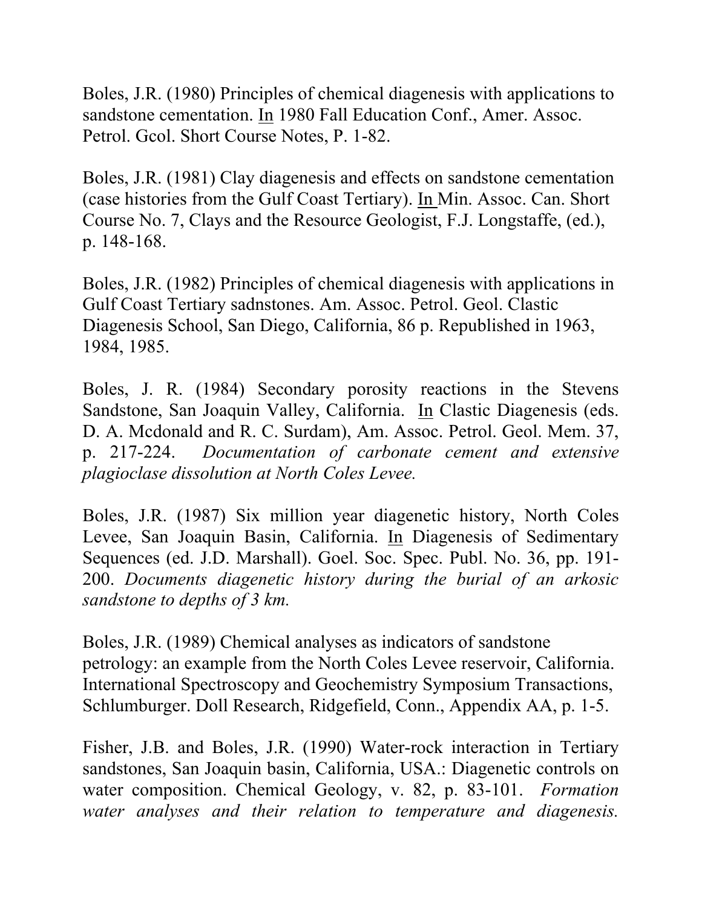Boles, J.R. (1980) Principles of chemical diagenesis with applications to sandstone cementation. In 1980 Fall Education Conf., Amer. Assoc. Petrol. Gcol. Short Course Notes, P. 1-82.

Boles, J.R. (1981) Clay diagenesis and effects on sandstone cementation (case histories from the Gulf Coast Tertiary). In Min. Assoc. Can. Short Course No. 7, Clays and the Resource Geologist, F.J. Longstaffe, (ed.), p. 148-168.

Boles, J.R. (1982) Principles of chemical diagenesis with applications in Gulf Coast Tertiary sadnstones. Am. Assoc. Petrol. Geol. Clastic Diagenesis School, San Diego, California, 86 p. Republished in 1963, 1984, 1985.

Boles, J. R. (1984) Secondary porosity reactions in the Stevens Sandstone, San Joaquin Valley, California. In Clastic Diagenesis (eds. D. A. Mcdonald and R. C. Surdam), Am. Assoc. Petrol. Geol. Mem. 37, p. 217-224. *Documentation of carbonate cement and extensive plagioclase dissolution at North Coles Levee.*

Boles, J.R. (1987) Six million year diagenetic history, North Coles Levee, San Joaquin Basin, California. In Diagenesis of Sedimentary Sequences (ed. J.D. Marshall). Goel. Soc. Spec. Publ. No. 36, pp. 191-200. *Documents diagenetic history during the burial of an arkosic sandstone to depths of 3 km.*

Boles, J.R. (1989) Chemical analyses as indicators of sandstone petrology: an example from the North Coles Levee reservoir, California. International Spectroscopy and Geochemistry Symposium Transactions, Schlumburger. Doll Research, Ridgefield, Conn., Appendix AA, p. 1-5.

Fisher, J.B. and Boles, J.R. (1990) Water-rock interaction in Tertiary sandstones, San Joaquin basin, California, USA.: Diagenetic controls on water composition. Chemical Geology, v. 82, p. 83-101. *Formation water analyses and their relation to temperature and diagenesis.*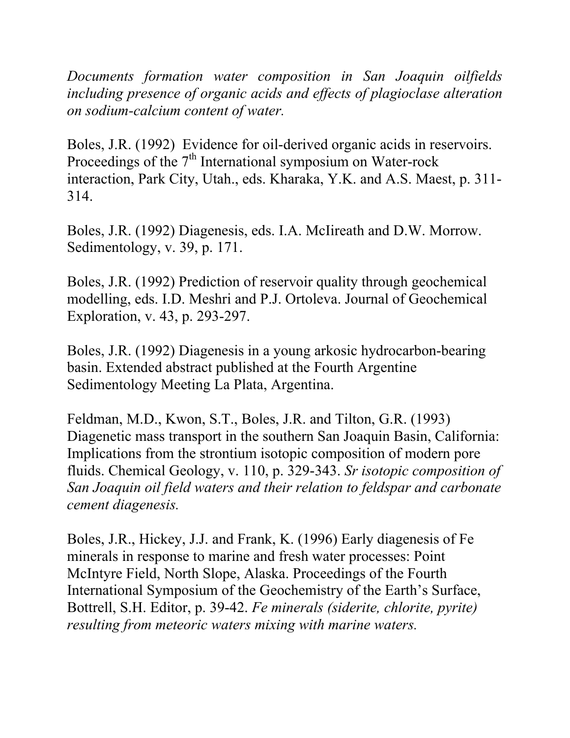*Documents formation water composition in San Joaquin oilfields including presence of organic acids and effects of plagioclase alteration on sodium-calcium content of water.*

Boles, J.R. (1992) Evidence for oil-derived organic acids in reservoirs. Proceedings of the 7th International symposium on Water-rock interaction, Park City, Utah., eds. Kharaka, Y.K. and A.S. Maest, p. 311-314.

Boles, J.R. (1992) Diagenesis, eds. I.A. McIireath and D.W. Morrow. Sedimentology, v. 39, p. 171.

Boles, J.R. (1992) Prediction of reservoir quality through geochemical modelling, eds. I.D. Meshri and P.J. Ortoleva. Journal of Geochemical Exploration, v. 43, p. 293-297.

Boles, J.R. (1992) Diagenesis in a young arkosic hydrocarbon-bearing basin. Extended abstract published at the Fourth Argentine Sedimentology Meeting La Plata, Argentina.

Feldman, M.D., Kwon, S.T., Boles, J.R. and Tilton, G.R. (1993) Diagenetic mass transport in the southern San Joaquin Basin, California: Implications from the strontium isotopic composition of modern pore fluids. Chemical Geology, v. 110, p. 329-343. *Sr isotopic composition of San Joaquin oil field waters and their relation to feldspar and carbonate cement diagenesis.*

Boles, J.R., Hickey, J.J. and Frank, K. (1996) Early diagenesis of Fe minerals in response to marine and fresh water processes: Point McIntyre Field, North Slope, Alaska. Proceedings of the Fourth International Symposium of the Geochemistry of the Earth's Surface, Bottrell, S.H. Editor, p. 39-42. *Fe minerals (siderite, chlorite, pyrite) resulting from meteoric waters mixing with marine waters.*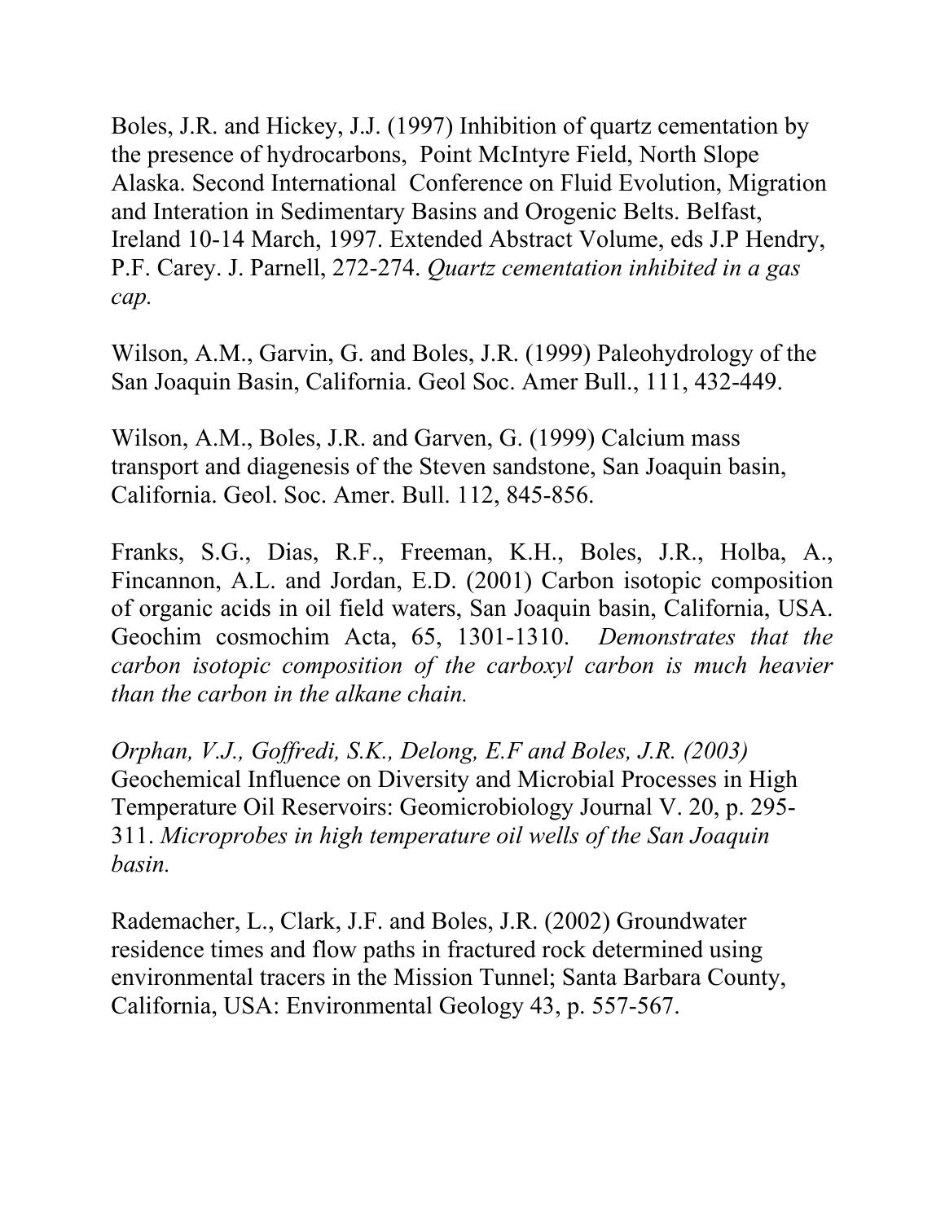Boles, J.R. and Hickey, J.J. (1997) Inhibition of quartz cementation by the presence of hydrocarbons, Point McIntyre Field, North Slope Alaska. Second International Conference on Fluid Evolution, Migration and Interation in Sedimentary Basins and Orogenic Belts. Belfast, Ireland 10-14 March, 1997. Extended Abstract Volume, eds J.P Hendry, P.F. Carey. J. Parnell, 272-274. *Quartz cementation inhibited in a gas cap.*

Wilson, A.M., Garvin, G. and Boles, J.R. (1999) Paleohydrology of the San Joaquin Basin, California. Geol Soc. Amer Bull., 111, 432-449.

Wilson, A.M., Boles, J.R. and Garven, G. (1999) Calcium mass transport and diagenesis of the Steven sandstone, San Joaquin basin, California. Geol. Soc. Amer. Bull. 112, 845-856.

Franks, S.G., Dias, R.F., Freeman, K.H., Boles, J.R., Holba, A., Fincannon, A.L. and Jordan, E.D. (2001) Carbon isotopic composition of organic acids in oil field waters, San Joaquin basin, California, USA. Geochim cosmochim Acta, 65, 1301-1310. *Demonstrates that the carbon isotopic composition of the carboxyl carbon is much heavier than the carbon in the alkane chain.*

*Orphan, V.J., Goffredi, S.K., Delong, E.F and Boles, J.R. (2003)* Geochemical Influence on Diversity and Microbial Processes in High Temperature Oil Reservoirs: Geomicrobiology Journal V. 20, p. 295-311. *Microprobes in high temperature oil wells of the San Joaquin basin.*

Rademacher, L., Clark, J.F. and Boles, J.R. (2002) Groundwater residence times and flow paths in fractured rock determined using environmental tracers in the Mission Tunnel; Santa Barbara County, California, USA: Environmental Geology 43, p. 557-567.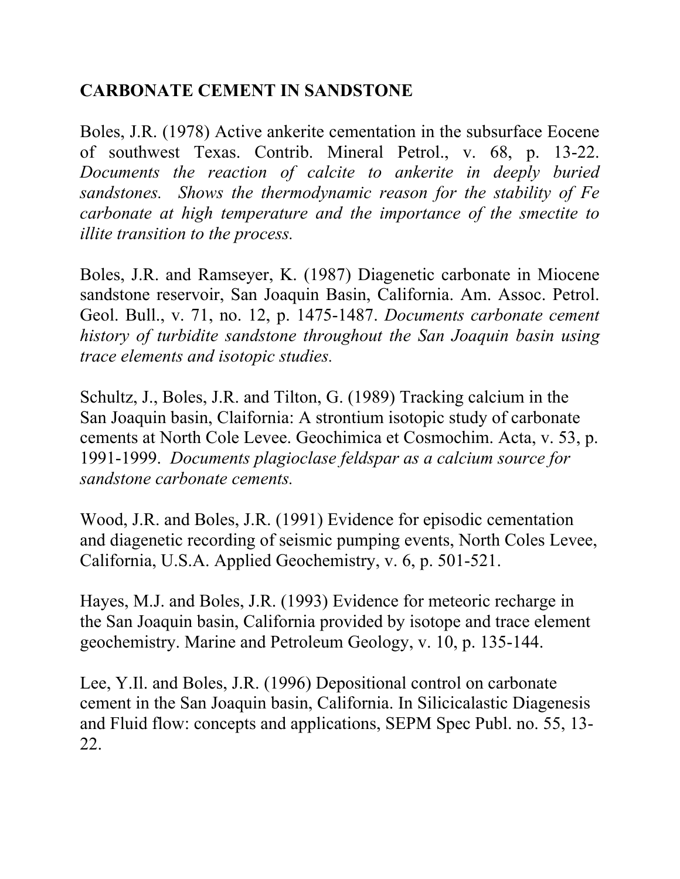**CARBONATE CEMENT IN SANDSTONE**

Boles, J.R. (1978) Active ankerite cementation in the subsurface Eocene of southwest Texas. Contrib. Mineral Petrol., v. 68, p. 13-22. *Documents the reaction of calcite to ankerite in deeply buried sandstones. Shows the thermodynamic reason for the stability of Fe carbonate at high temperature and the importance of the smectite to illite transition to the process.*

Boles, J.R. and Ramseyer, K. (1987) Diagenetic carbonate in Miocene sandstone reservoir, San Joaquin Basin, California. Am. Assoc. Petrol. Geol. Bull., v. 71, no. 12, p. 1475-1487. *Documents carbonate cement history of turbidite sandstone throughout the San Joaquin basin using trace elements and isotopic studies.*

Schultz, J., Boles, J.R. and Tilton, G. (1989) Tracking calcium in the San Joaquin basin, Claifornia: A strontium isotopic study of carbonate cements at North Cole Levee. Geochimica et Cosmochim. Acta, v. 53, p. 1991-1999. *Documents plagioclase feldspar as a calcium source for sandstone carbonate cements.*

Wood, J.R. and Boles, J.R. (1991) Evidence for episodic cementation and diagenetic recording of seismic pumping events, North Coles Levee, California, U.S.A. Applied Geochemistry, v. 6, p. 501-521.

Hayes, M.J. and Boles, J.R. (1993) Evidence for meteoric recharge in the San Joaquin basin, California provided by isotope and trace element geochemistry. Marine and Petroleum Geology, v. 10, p. 135-144.

Lee, Y.Il. and Boles, J.R. (1996) Depositional control on carbonate cement in the San Joaquin basin, California. In Silicicalastic Diagenesis and Fluid flow: concepts and applications, SEPM Spec Publ. no. 55, 13-22.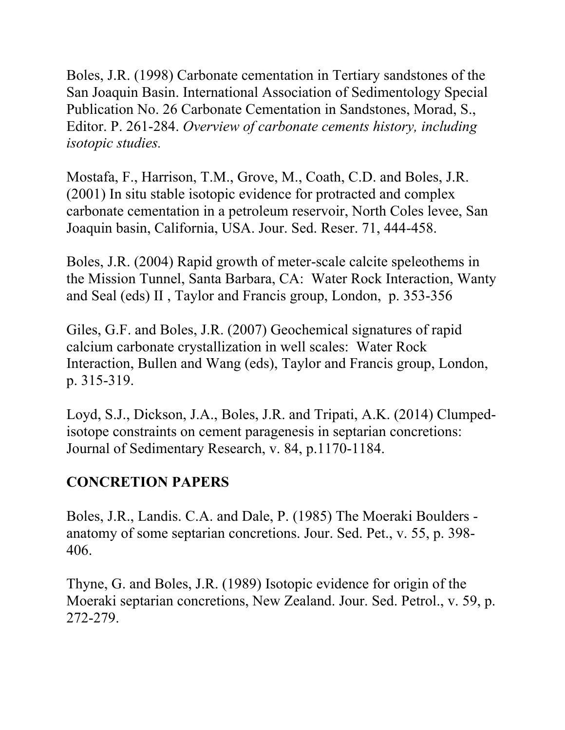Boles, J.R. (1998) Carbonate cementation in Tertiary sandstones of the San Joaquin Basin. International Association of Sedimentology Special Publication No. 26 Carbonate Cementation in Sandstones, Morad, S., Editor. P. 261-284. *Overview of carbonate cements history, including isotopic studies.*

Mostafa, F., Harrison, T.M., Grove, M., Coath, C.D. and Boles, J.R. (2001) In situ stable isotopic evidence for protracted and complex carbonate cementation in a petroleum reservoir, North Coles levee, San Joaquin basin, California, USA. Jour. Sed. Reser. 71, 444-458.

Boles, J.R. (2004) Rapid growth of meter-scale calcite speleothems in the Mission Tunnel, Santa Barbara, CA: Water Rock Interaction, Wanty and Seal (eds) II , Taylor and Francis group, London, p. 353-356

Giles, G.F. and Boles, J.R. (2007) Geochemical signatures of rapid calcium carbonate crystallization in well scales: Water Rock Interaction, Bullen and Wang (eds), Taylor and Francis group, London, p. 315-319.

Loyd, S.J., Dickson, J.A., Boles, J.R. and Tripati, A.K. (2014) Clumped-isotope constraints on cement paragenesis in septarian concretions: Journal of Sedimentary Research, v. 84, p.1170-1184.

**CONCRETION PAPERS**

Boles, J.R., Landis. C.A. and Dale, P. (1985) The Moeraki Boulders - anatomy of some septarian concretions. Jour. Sed. Pet., v. 55, p. 398-406.

Thyne, G. and Boles, J.R. (1989) Isotopic evidence for origin of the Moeraki septarian concretions, New Zealand. Jour. Sed. Petrol., v. 59, p. 272-279.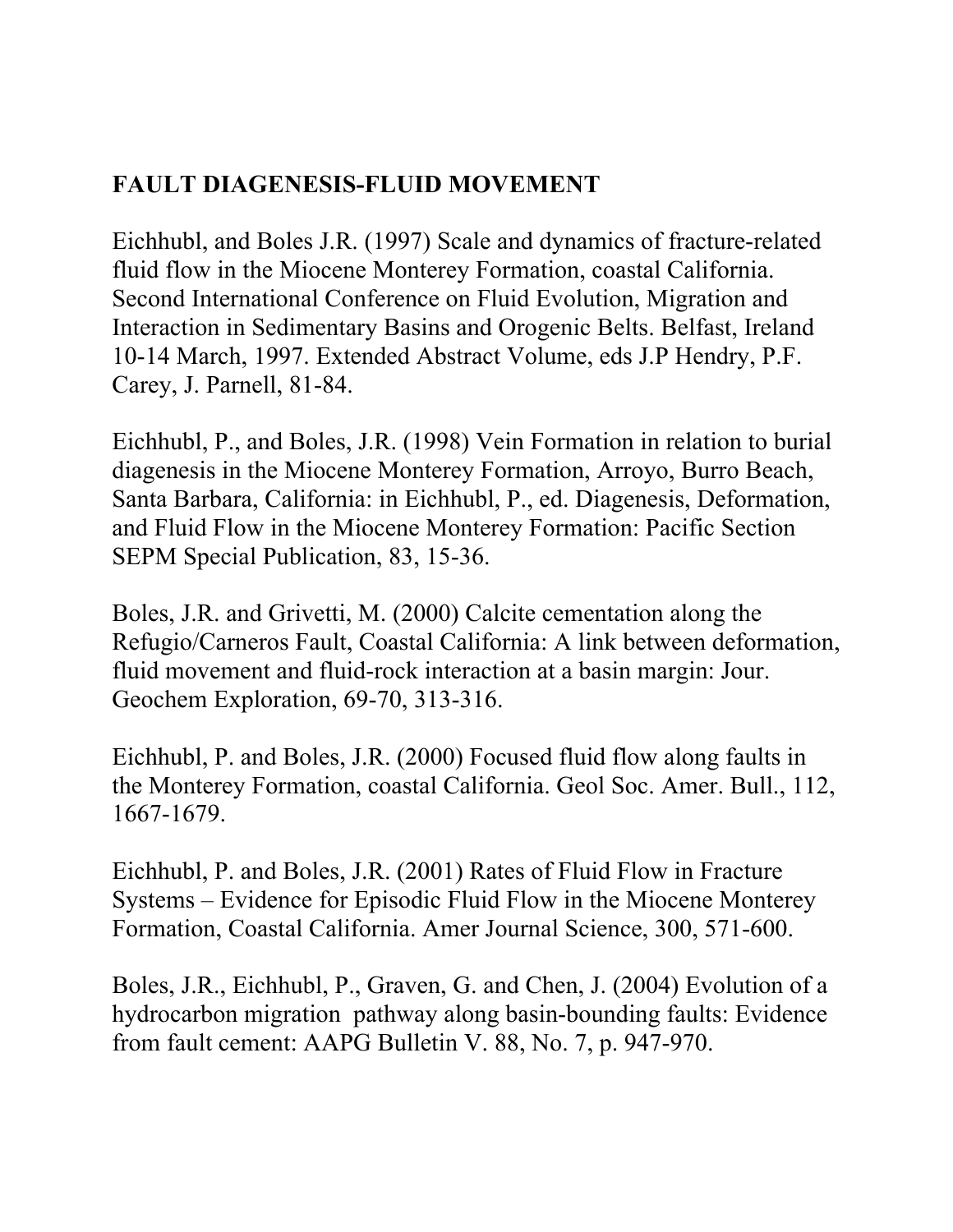**FAULT DIAGENESIS-FLUID MOVEMENT**

Eichhubl, and Boles J.R. (1997) Scale and dynamics of fracture-related fluid flow in the Miocene Monterey Formation, coastal California. Second International Conference on Fluid Evolution, Migration and Interaction in Sedimentary Basins and Orogenic Belts. Belfast, Ireland 10-14 March, 1997. Extended Abstract Volume, eds J.P Hendry, P.F. Carey, J. Parnell, 81-84.

Eichhubl, P., and Boles, J.R. (1998) Vein Formation in relation to burial diagenesis in the Miocene Monterey Formation, Arroyo, Burro Beach, Santa Barbara, California: in Eichhubl, P., ed. Diagenesis, Deformation, and Fluid Flow in the Miocene Monterey Formation: Pacific Section SEPM Special Publication, 83, 15-36.

Boles, J.R. and Grivetti, M. (2000) Calcite cementation along the Refugio/Carneros Fault, Coastal California: A link between deformation, fluid movement and fluid-rock interaction at a basin margin: Jour. Geochem Exploration, 69-70, 313-316.

Eichhubl, P. and Boles, J.R. (2000) Focused fluid flow along faults in the Monterey Formation, coastal California. Geol Soc. Amer. Bull., 112, 1667-1679.

Eichhubl, P. and Boles, J.R. (2001) Rates of Fluid Flow in Fracture Systems – Evidence for Episodic Fluid Flow in the Miocene Monterey Formation, Coastal California. Amer Journal Science, 300, 571-600.

Boles, J.R., Eichhubl, P., Graven, G. and Chen, J. (2004) Evolution of a hydrocarbon migration pathway along basin-bounding faults: Evidence from fault cement: AAPG Bulletin V. 88, No. 7, p. 947-970.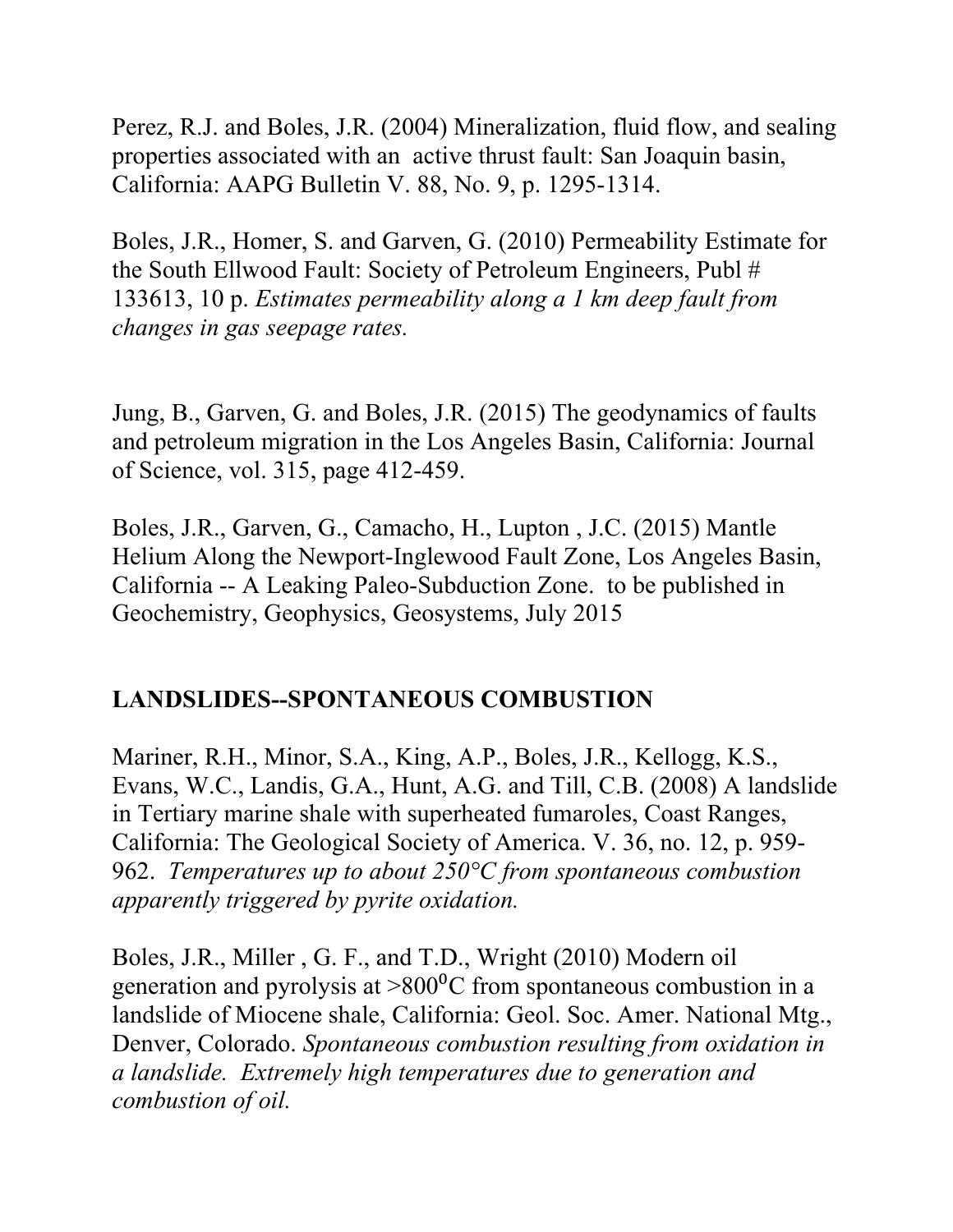Perez, R.J. and Boles, J.R. (2004) Mineralization, fluid flow, and sealing properties associated with an active thrust fault: San Joaquin basin, California: AAPG Bulletin V. 88, No. 9, p. 1295-1314.

Boles, J.R., Homer, S. and Garven, G. (2010) Permeability Estimate for the South Ellwood Fault: Society of Petroleum Engineers, Publ # 133613, 10 p. *Estimates permeability along a 1 km deep fault from changes in gas seepage rates.*

Jung, B., Garven, G. and Boles, J.R. (2015) The geodynamics of faults and petroleum migration in the Los Angeles Basin, California: Journal of Science, vol. 315, page 412-459.

Boles, J.R., Garven, G., Camacho, H., Lupton , J.C. (2015) Mantle Helium Along the Newport-Inglewood Fault Zone, Los Angeles Basin, California -- A Leaking Paleo-Subduction Zone. to be published in Geochemistry, Geophysics, Geosystems, July 2015

**LANDSLIDES--SPONTANEOUS COMBUSTION**

Mariner, R.H., Minor, S.A., King, A.P., Boles, J.R., Kellogg, K.S., Evans, W.C., Landis, G.A., Hunt, A.G. and Till, C.B. (2008) A landslide in Tertiary marine shale with superheated fumaroles, Coast Ranges, California: The Geological Society of America. V. 36, no. 12, p. 959-962. *Temperatures up to about 250°C from spontaneous combustion apparently triggered by pyrite oxidation.*

Boles, J.R., Miller , G. F., and T.D., Wright (2010) Modern oil generation and pyrolysis at >$800^{0}$C from spontaneous combustion in a landslide of Miocene shale, California: Geol. Soc. Amer. National Mtg., Denver, Colorado. *Spontaneous combustion resulting from oxidation in a landslide. Extremely high temperatures due to generation and combustion of oil.*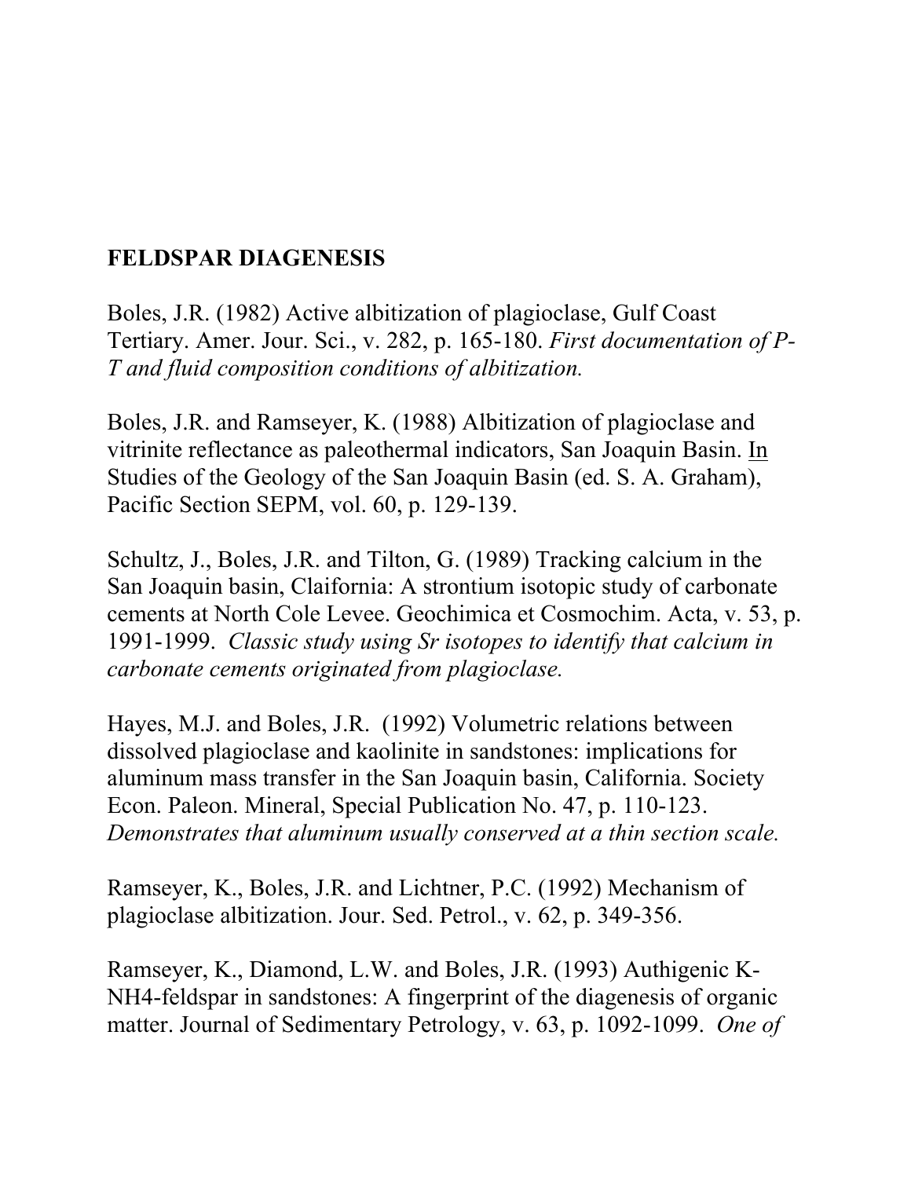**FELDSPAR DIAGENESIS**

Boles, J.R. (1982) Active albitization of plagioclase, Gulf Coast Tertiary. Amer. Jour. Sci., v. 282, p. 165-180. *First documentation of P-T and fluid composition conditions of albitization.*

Boles, J.R. and Ramseyer, K. (1988) Albitization of plagioclase and vitrinite reflectance as paleothermal indicators, San Joaquin Basin. In Studies of the Geology of the San Joaquin Basin (ed. S. A. Graham), Pacific Section SEPM, vol. 60, p. 129-139.

Schultz, J., Boles, J.R. and Tilton, G. (1989) Tracking calcium in the San Joaquin basin, Claifornia: A strontium isotopic study of carbonate cements at North Cole Levee. Geochimica et Cosmochim. Acta, v. 53, p. 1991-1999. *Classic study using Sr isotopes to identify that calcium in carbonate cements originated from plagioclase.*

Hayes, M.J. and Boles, J.R. (1992) Volumetric relations between dissolved plagioclase and kaolinite in sandstones: implications for aluminum mass transfer in the San Joaquin basin, California. Society Econ. Paleon. Mineral, Special Publication No. 47, p. 110-123. *Demonstrates that aluminum usually conserved at a thin section scale.*

Ramseyer, K., Boles, J.R. and Lichtner, P.C. (1992) Mechanism of plagioclase albitization. Jour. Sed. Petrol., v. 62, p. 349-356.

Ramseyer, K., Diamond, L.W. and Boles, J.R. (1993) Authigenic K-NH4-feldspar in sandstones: A fingerprint of the diagenesis of organic matter. Journal of Sedimentary Petrology, v. 63, p. 1092-1099. *One of*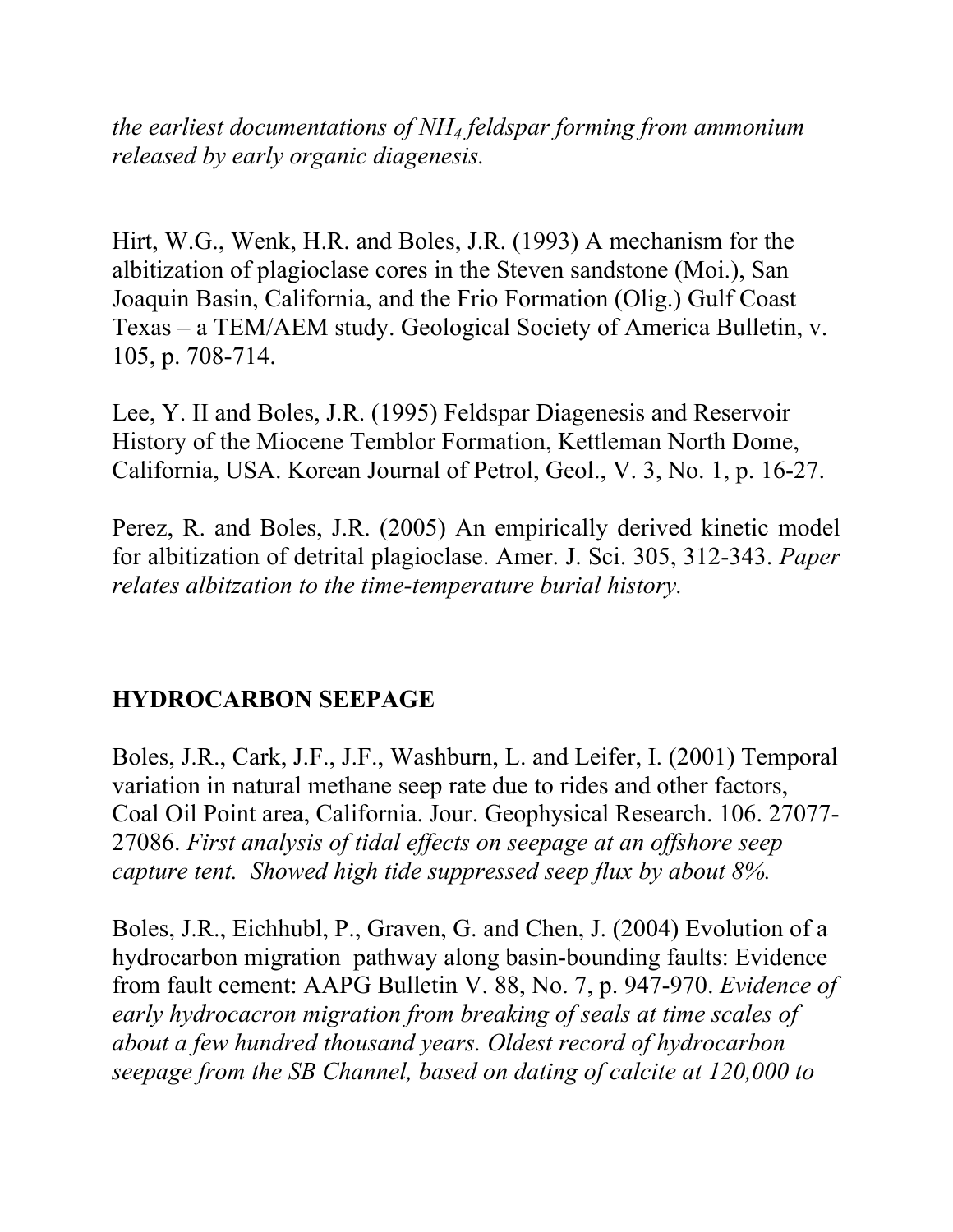*the earliest documentations of $NH_4$ feldspar forming from ammonium released by early organic diagenesis.*

Hirt, W.G., Wenk, H.R. and Boles, J.R. (1993) A mechanism for the albitization of plagioclase cores in the Steven sandstone (Moi.), San Joaquin Basin, California, and the Frio Formation (Olig.) Gulf Coast Texas – a TEM/AEM study. Geological Society of America Bulletin, v. 105, p. 708-714.

Lee, Y. II and Boles, J.R. (1995) Feldspar Diagenesis and Reservoir History of the Miocene Temblor Formation, Kettleman North Dome, California, USA. Korean Journal of Petrol, Geol., V. 3, No. 1, p. 16-27.

Perez, R. and Boles, J.R. (2005) An empirically derived kinetic model for albitization of detrital plagioclase. Amer. J. Sci. 305, 312-343. *Paper relates albitzation to the time-temperature burial history.*

## HYDROCARBON SEEPAGE

Boles, J.R., Cark, J.F., J.F., Washburn, L. and Leifer, I. (2001) Temporal variation in natural methane seep rate due to rides and other factors, Coal Oil Point area, California. Jour. Geophysical Research. 106. 27077-27086. *First analysis of tidal effects on seepage at an offshore seep capture tent. Showed high tide suppressed seep flux by about 8%.*

Boles, J.R., Eichhubl, P., Graven, G. and Chen, J. (2004) Evolution of a hydrocarbon migration pathway along basin-bounding faults: Evidence from fault cement: AAPG Bulletin V. 88, No. 7, p. 947-970. *Evidence of early hydrocacron migration from breaking of seals at time scales of about a few hundred thousand years. Oldest record of hydrocarbon seepage from the SB Channel, based on dating of calcite at 120,000 to*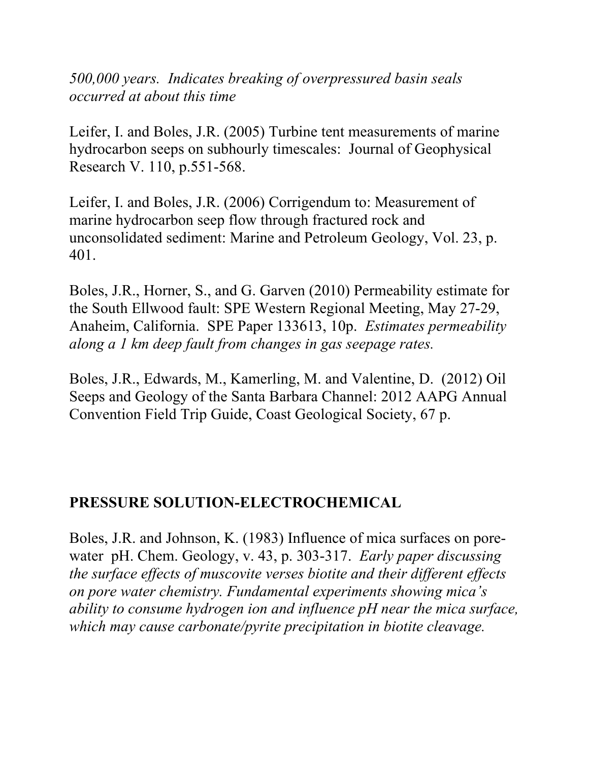*500,000 years. Indicates breaking of overpressured basin seals occurred at about this time*

Leifer, I. and Boles, J.R. (2005) Turbine tent measurements of marine hydrocarbon seeps on subhourly timescales: Journal of Geophysical Research V. 110, p.551-568.

Leifer, I. and Boles, J.R. (2006) Corrigendum to: Measurement of marine hydrocarbon seep flow through fractured rock and unconsolidated sediment: Marine and Petroleum Geology, Vol. 23, p. 401.

Boles, J.R., Horner, S., and G. Garven (2010) Permeability estimate for the South Ellwood fault: SPE Western Regional Meeting, May 27-29, Anaheim, California. SPE Paper 133613, 10p. *Estimates permeability along a 1 km deep fault from changes in gas seepage rates.*

Boles, J.R., Edwards, M., Kamerling, M. and Valentine, D. (2012) Oil Seeps and Geology of the Santa Barbara Channel: 2012 AAPG Annual Convention Field Trip Guide, Coast Geological Society, 67 p.

## PRESSURE SOLUTION-ELECTROCHEMICAL

Boles, J.R. and Johnson, K. (1983) Influence of mica surfaces on pore-water pH. Chem. Geology, v. 43, p. 303-317. *Early paper discussing the surface effects of muscovite verses biotite and their different effects on pore water chemistry. Fundamental experiments showing mica's ability to consume hydrogen ion and influence pH near the mica surface, which may cause carbonate/pyrite precipitation in biotite cleavage.*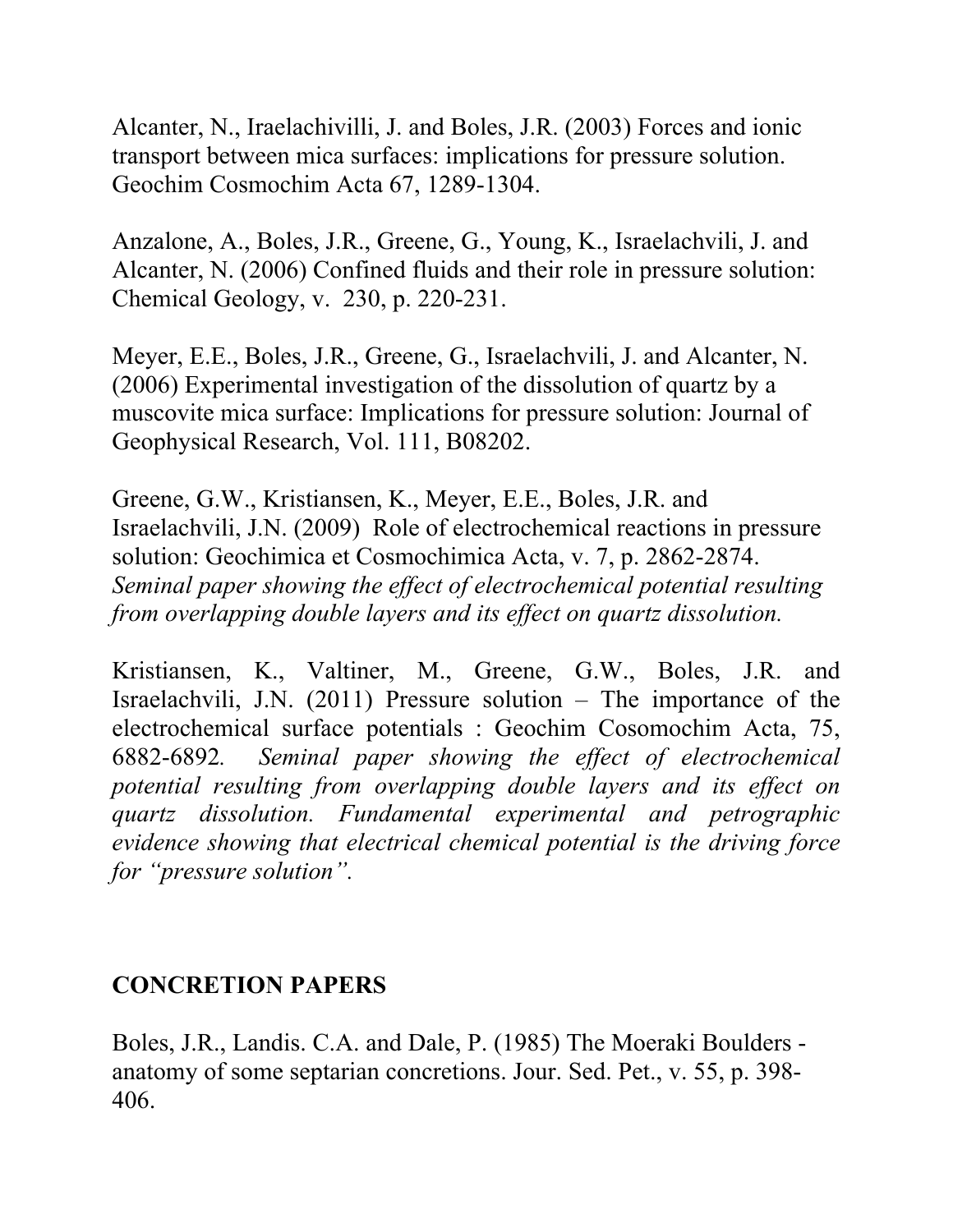Alcanter, N., Iraelachivilli, J. and Boles, J.R. (2003) Forces and ionic transport between mica surfaces: implications for pressure solution. Geochim Cosmochim Acta 67, 1289-1304.

Anzalone, A., Boles, J.R., Greene, G., Young, K., Israelachvili, J. and Alcanter, N. (2006) Confined fluids and their role in pressure solution: Chemical Geology, v. 230, p. 220-231.

Meyer, E.E., Boles, J.R., Greene, G., Israelachvili, J. and Alcanter, N. (2006) Experimental investigation of the dissolution of quartz by a muscovite mica surface: Implications for pressure solution: Journal of Geophysical Research, Vol. 111, B08202.

Greene, G.W., Kristiansen, K., Meyer, E.E., Boles, J.R. and Israelachvili, J.N. (2009) Role of electrochemical reactions in pressure solution: Geochimica et Cosmochimica Acta, v. 7, p. 2862-2874. *Seminal paper showing the effect of electrochemical potential resulting from overlapping double layers and its effect on quartz dissolution.*

Kristiansen, K., Valtiner, M., Greene, G.W., Boles, J.R. and Israelachvili, J.N. (2011) Pressure solution – The importance of the electrochemical surface potentials : Geochim Cosomochim Acta, 75, 6882-6892. *Seminal paper showing the effect of electrochemical potential resulting from overlapping double layers and its effect on quartz dissolution. Fundamental experimental and petrographic evidence showing that electrical chemical potential is the driving force for "pressure solution".*

## CONCRETION PAPERS

Boles, J.R., Landis. C.A. and Dale, P. (1985) The Moeraki Boulders - anatomy of some septarian concretions. Jour. Sed. Pet., v. 55, p. 398-406.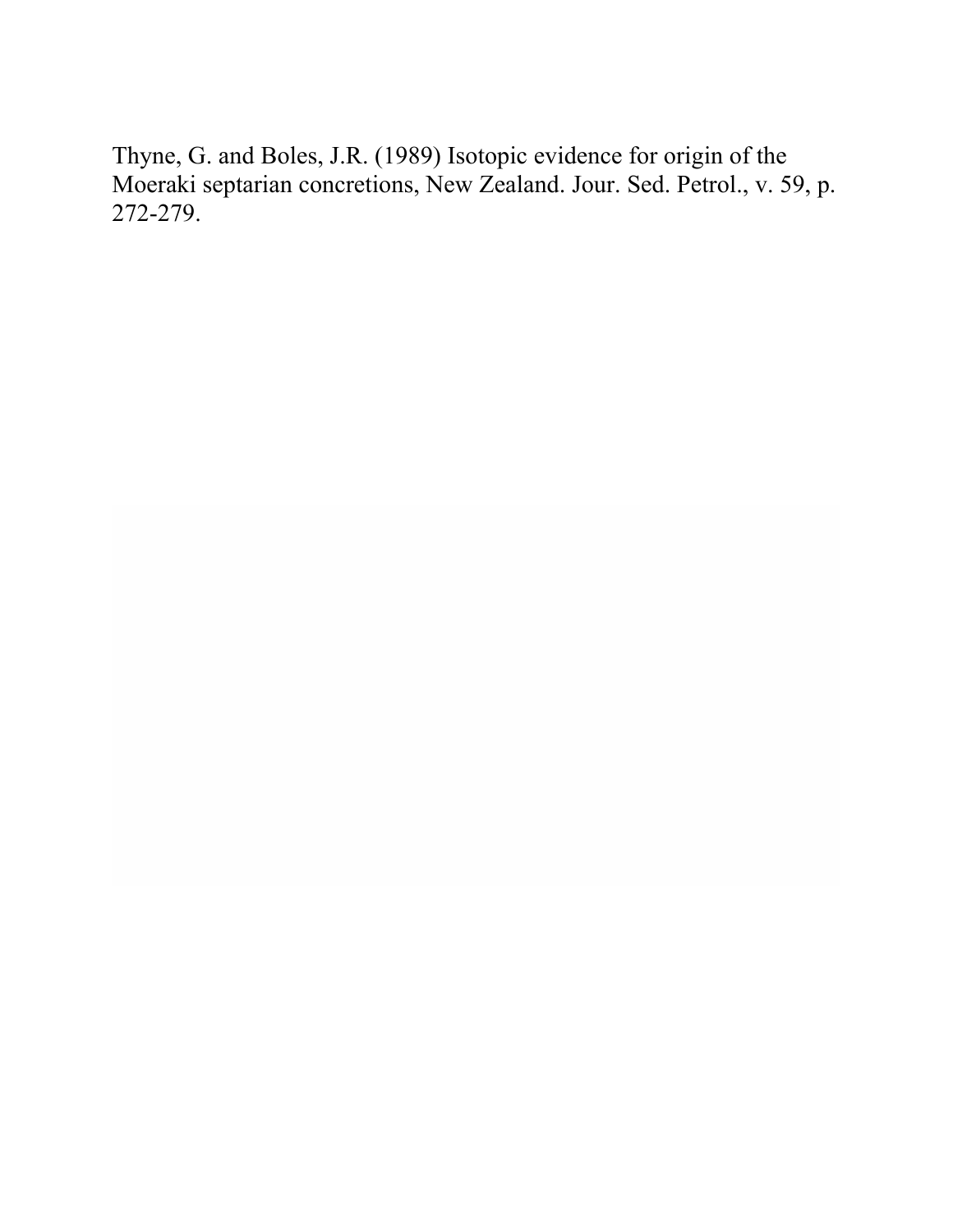Thyne, G. and Boles, J.R. (1989) Isotopic evidence for origin of the Moeraki septarian concretions, New Zealand. Jour. Sed. Petrol., v. 59, p. 272-279.